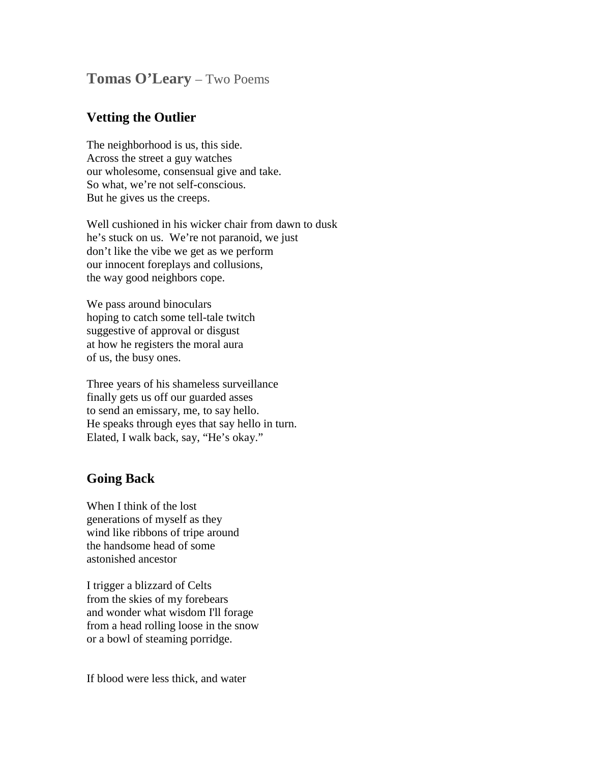# **Tomas O'Leary** – Two Poems

## Vetting the Outlier

The neighborhood is us, this side.
Across the street a guy watches
our wholesome, consensual give and take.
So what, we're not self-conscious.
But he gives us the creeps.

Well cushioned in his wicker chair from dawn to dusk
he's stuck on us. We're not paranoid, we just
don't like the vibe we get as we perform
our innocent foreplays and collusions,
the way good neighbors cope.

We pass around binoculars
hoping to catch some tell-tale twitch
suggestive of approval or disgust
at how he registers the moral aura
of us, the busy ones.

Three years of his shameless surveillance
finally gets us off our guarded asses
to send an emissary, me, to say hello.
He speaks through eyes that say hello in turn.
Elated, I walk back, say, "He's okay."

## Going Back

When I think of the lost
generations of myself as they
wind like ribbons of tripe around
the handsome head of some
astonished ancestor

I trigger a blizzard of Celts
from the skies of my forebears
and wonder what wisdom I'll forage
from a head rolling loose in the snow
or a bowl of steaming porridge.

If blood were less thick, and water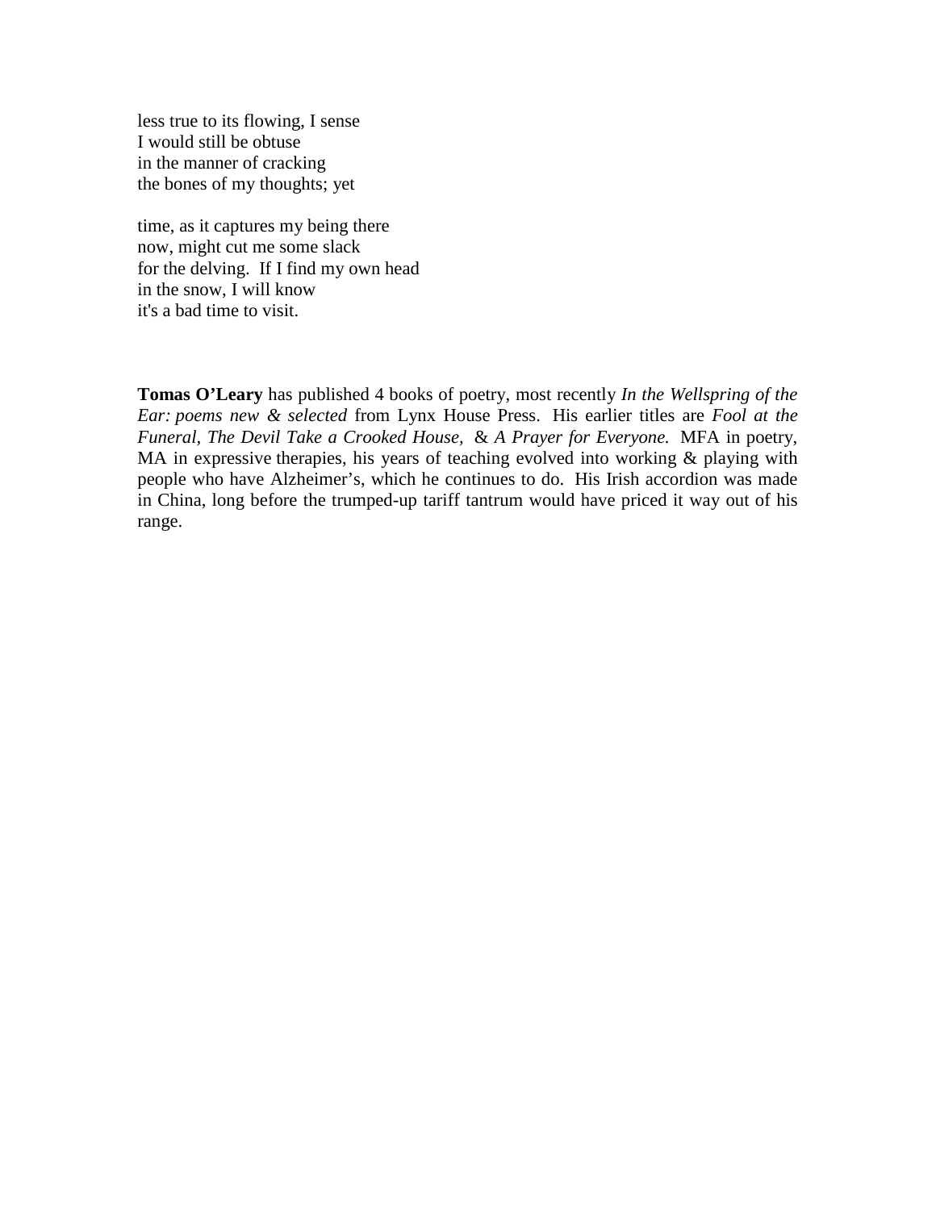less true to its flowing, I sense  
I would still be obtuse  
in the manner of cracking  
the bones of my thoughts; yet

time, as it captures my being there  
now, might cut me some slack  
for the delving. If I find my own head  
in the snow, I will know  
it's a bad time to visit.

**Tomas O'Leary** has published 4 books of poetry, most recently *In the Wellspring of the Ear: poems new & selected* from Lynx House Press. His earlier titles are *Fool at the Funeral, The Devil Take a Crooked House,* & *A Prayer for Everyone.* MFA in poetry, MA in expressive therapies, his years of teaching evolved into working & playing with people who have Alzheimer's, which he continues to do. His Irish accordion was made in China, long before the trumped-up tariff tantrum would have priced it way out of his range.